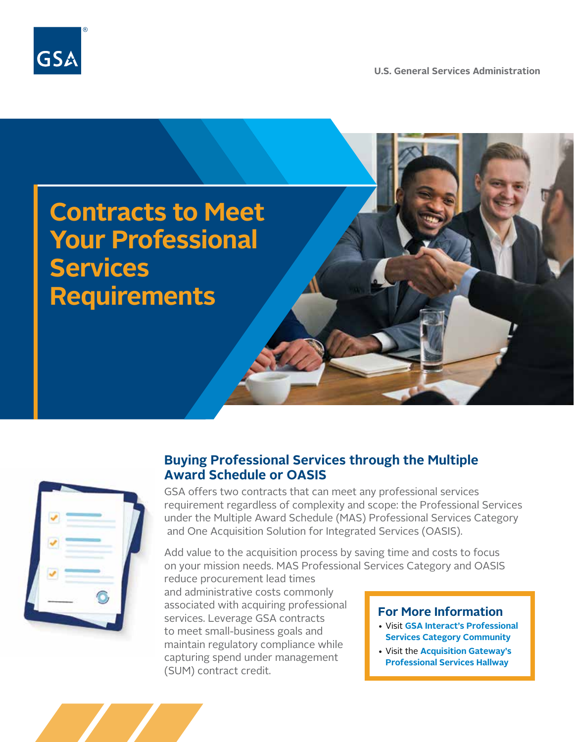U.S. General Services Administration

# Contracts to Meet Your Professional Services Requirements

## Buying Professional Services through the Multiple Award Schedule or OASIS

GSA offers two contracts that can meet any professional services requirement regardless of complexity and scope: the Professional Services under the Multiple Award Schedule (MAS) Professional Services Category and One Acquisition Solution for Integrated Services (OASIS).

Add value to the acquisition process by saving time and costs to focus on your mission needs. MAS Professional Services Category and OASIS reduce procurement lead times and administrative costs commonly associated with acquiring professional services. Leverage GSA contracts to meet small-business goals and maintain regulatory compliance while capturing spend under management (SUM) contract credit.

### For More Information

- Visit **GSA Interact's Professional Services Category Community**
- Visit the **Acquisition Gateway's Professional Services Hallway**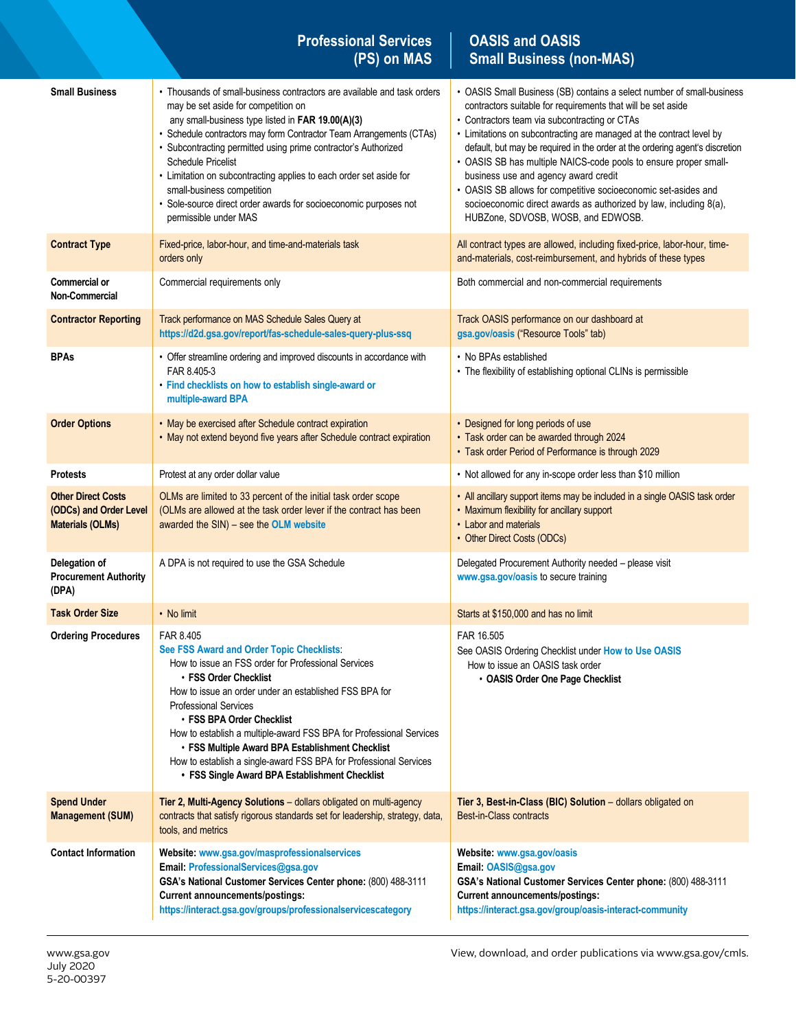| | Professional Services (PS) on MAS | OASIS and OASIS Small Business (non-MAS) |
|---|---|---|
| **Small Business** | • Thousands of small-business contractors are available and task orders may be set aside for competition on any small-business type listed in **FAR 19.00(A)(3)**<br>• Schedule contractors may form Contractor Team Arrangements (CTAs)<br>• Subcontracting permitted using prime contractor's Authorized Schedule Pricelist<br>• Limitation on subcontracting applies to each order set aside for small-business competition<br>• Sole-source direct order awards for socioeconomic purposes not permissible under MAS | • OASIS Small Business (SB) contains a select number of small-business contractors suitable for requirements that will be set aside<br>• Contractors team via subcontracting or CTAs<br>• Limitations on subcontracting are managed at the contract level by default, but may be required in the order at the ordering agent's discretion<br>• OASIS SB has multiple NAICS-code pools to ensure proper small-business use and agency award credit<br>• OASIS SB allows for competitive socioeconomic set-asides and socioeconomic direct awards as authorized by law, including 8(a), HUBZone, SDVOSB, WOSB, and EDWOSB. |
| **Contract Type** | Fixed-price, labor-hour, and time-and-materials task orders only | All contract types are allowed, including fixed-price, labor-hour, time-and-materials, cost-reimbursement, and hybrids of these types |
| **Commercial or Non-Commercial** | Commercial requirements only | Both commercial and non-commercial requirements |
| **Contractor Reporting** | Track performance on MAS Schedule Sales Query at https://d2d.gsa.gov/report/fas-schedule-sales-query-plus-ssq | Track OASIS performance on our dashboard at gsa.gov/oasis ("Resource Tools" tab) |
| **BPAs** | • Offer streamline ordering and improved discounts in accordance with FAR 8.405-3<br>• Find checklists on how to establish single-award or multiple-award BPA | • No BPAs established<br>• The flexibility of establishing optional CLINs is permissible |
| **Order Options** | • May be exercised after Schedule contract expiration<br>• May not extend beyond five years after Schedule contract expiration | • Designed for long periods of use<br>• Task order can be awarded through 2024<br>• Task order Period of Performance is through 2029 |
| **Protests** | Protest at any order dollar value | • Not allowed for any in-scope order less than $10 million |
| **Other Direct Costs (ODCs) and Order Level Materials (OLMs)** | OLMs are limited to 33 percent of the initial task order scope (OLMs are allowed at the task order lever if the contract has been awarded the SIN) – see the OLM website | • All ancillary support items may be included in a single OASIS task order<br>• Maximum flexibility for ancillary support<br>• Labor and materials<br>• Other Direct Costs (ODCs) |
| **Delegation of Procurement Authority (DPA)** | A DPA is not required to use the GSA Schedule | Delegated Procurement Authority needed – please visit www.gsa.gov/oasis to secure training |
| **Task Order Size** | • No limit | Starts at $150,000 and has no limit |
| **Ordering Procedures** | FAR 8.405<br>See FSS Award and Order Topic Checklists:<br>How to issue an FSS order for Professional Services<br>• **FSS Order Checklist**<br>How to issue an order under an established FSS BPA for Professional Services<br>• **FSS BPA Order Checklist**<br>How to establish a multiple-award FSS BPA for Professional Services<br>• **FSS Multiple Award BPA Establishment Checklist**<br>How to establish a single-award FSS BPA for Professional Services<br>• **FSS Single Award BPA Establishment Checklist** | FAR 16.505<br>See OASIS Ordering Checklist under How to Use OASIS<br>How to issue an OASIS task order<br>• **OASIS Order One Page Checklist** |
| **Spend Under Management (SUM)** | **Tier 2, Multi-Agency Solutions** – dollars obligated on multi-agency contracts that satisfy rigorous standards set for leadership, strategy, data, tools, and metrics | **Tier 3, Best-in-Class (BIC) Solution** – dollars obligated on Best-in-Class contracts |
| **Contact Information** | **Website:** www.gsa.gov/masprofessionalservices<br>**Email:** ProfessionalServices@gsa.gov<br>**GSA's National Customer Services Center phone:** (800) 488-3111<br>**Current announcements/postings:**<br>https://interact.gsa.gov/groups/professionalservicescategory | **Website:** www.gsa.gov/oasis<br>**Email:** OASIS@gsa.gov<br>**GSA's National Customer Services Center phone:** (800) 488-3111<br>**Current announcements/postings:**<br>https://interact.gsa.gov/group/oasis-interact-community |

www.gsa.gov
July 2020
5-20-00397

View, download, and order publications via www.gsa.gov/cmls.